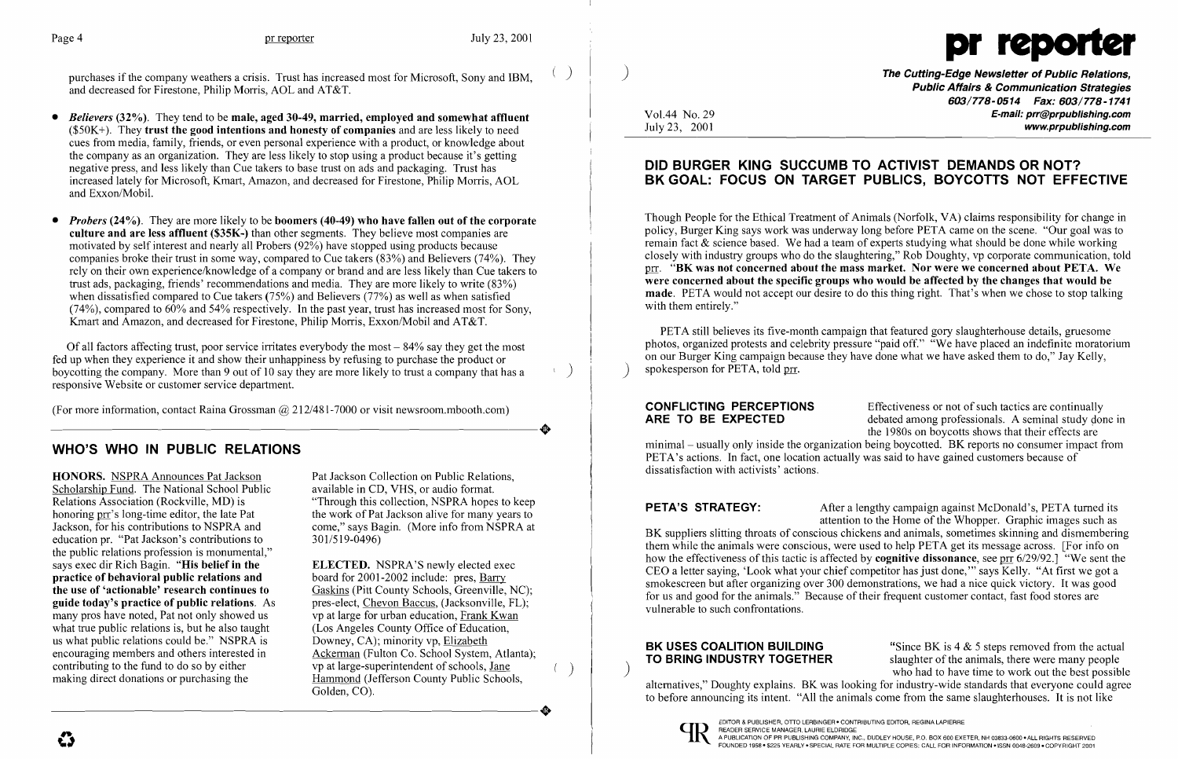purchases if the company weathers a crisis. Trust has increased most for Microsoft, Sony and IBM, and decreased for Firestone, Philip Morris, AOL and AT&T.

- *Believers* **(32%)**. They tend to be **male, aged 30-49, married, employed and somewhat affluent** ($50K+). They **trust the good intentions and honesty of companies** and are less likely to need cues from media, family, friends, or even personal experience with a product, or knowledge about the company as an organization. They are less likely to stop using a product because it's getting negative press, and less likely than Cue takers to base trust on ads and packaging. Trust has increased lately for Microsoft, Kmart, Amazon, and decreased for Firestone, Philip Morris, AOL and Exxon/Mobil.

- *Probers* **(24%)**. They are more likely to be **boomers (40-49) who have fallen out of the corporate culture and are less affluent ($35K-)** than other segments. They believe most companies are motivated by self interest and nearly all Probers (92%) have stopped using products because companies broke their trust in some way, compared to Cue takers (83%) and Believers (74%). They rely on their own experience/knowledge of a company or brand and are less likely than Cue takers to trust ads, packaging, friends' recommendations and media. They are more likely to write (83%) when dissatisfied compared to Cue takers (75%) and Believers (77%) as well as when satisfied (74%), compared to 60% and 54% respectively. In the past year, trust has increased most for Sony, Kmart and Amazon, and decreased for Firestone, Philip Morris, Exxon/Mobil and AT&T.

Of all factors affecting trust, poor service irritates everybody the most – 84% say they get the most fed up when they experience it and show their unhappiness by refusing to purchase the product or boycotting the company. More than 9 out of 10 say they are more likely to trust a company that has a responsive Website or customer service department.

(For more information, contact Raina Grossman @ 212/481-7000 or visit newsroom.mbooth.com)

## WHO'S WHO IN PUBLIC RELATIONS

**HONORS.** NSPRA Announces Pat Jackson Scholarship Fund. The National School Public Relations Association (Rockville, MD) is honoring prr's long-time editor, the late Pat Jackson, for his contributions to NSPRA and education pr. "Pat Jackson's contributions to the public relations profession is monumental," says exec dir Rich Bagin. **"His belief in the practice of behavioral public relations and the use of 'actionable' research continues to guide today's practice of public relations.** As many pros have noted, Pat not only showed us what true public relations is, but he also taught us what public relations could be." NSPRA is encouraging members and others interested in contributing to the fund to do so by either making direct donations or purchasing the Pat Jackson Collection on Public Relations, available in CD, VHS, or audio format. "Through this collection, NSPRA hopes to keep the work of Pat Jackson alive for many years to come," says Bagin. (More info from NSPRA at 301/519-0496)

**ELECTED.** NSPRA'S newly elected exec board for 2001-2002 include: pres, Barry Gaskins (Pitt County Schools, Greenville, NC); pres-elect, Chevon Baccus, (Jacksonville, FL); vp at large for urban education, Frank Kwan (Los Angeles County Office of Education, Downey, CA); minority vp, Elizabeth Ackerman (Fulton Co. School System, Atlanta); vp at large-superintendent of schools, Jane Hammond (Jefferson County Public Schools, Golden, CO).

# pr reporter

**The Cutting-Edge Newsletter of Public Relations, Public Affairs & Communication Strategies**
**603/778-0514 Fax: 603/778-1741**
**E-mail: prr@prpublishing.com**
**www.prpublishing.com**

Vol.44 No. 29
July 23, 2001

## DID BURGER KING SUCCUMB TO ACTIVIST DEMANDS OR NOT? BK GOAL: FOCUS ON TARGET PUBLICS, BOYCOTTS NOT EFFECTIVE

Though People for the Ethical Treatment of Animals (Norfolk, VA) claims responsibility for change in policy, Burger King says work was underway long before PETA came on the scene. "Our goal was to remain fact & science based. We had a team of experts studying what should be done while working closely with industry groups who do the slaughtering," Rob Doughty, vp corporate communication, told prr. **"BK was not concerned about the mass market. Nor were we concerned about PETA. We were concerned about the specific groups who would be affected by the changes that would be made.** PETA would not accept our desire to do this thing right. That's when we chose to stop talking with them entirely."

PETA still believes its five-month campaign that featured gory slaughterhouse details, gruesome photos, organized protests and celebrity pressure "paid off." "We have placed an indefinite moratorium on our Burger King campaign because they have done what we have asked them to do," Jay Kelly, spokesperson for PETA, told prr.

**CONFLICTING PERCEPTIONS ARE TO BE EXPECTED** Effectiveness or not of such tactics are continually debated among professionals. A seminal study done in the 1980s on boycotts shows that their effects are minimal – usually only inside the organization being boycotted. BK reports no consumer impact from PETA's actions. In fact, one location actually was said to have gained customers because of dissatisfaction with activists' actions.

**PETA'S STRATEGY:** After a lengthy campaign against McDonald's, PETA turned its attention to the Home of the Whopper. Graphic images such as BK suppliers slitting throats of conscious chickens and animals, sometimes skinning and dismembering them while the animals were conscious, were used to help PETA get its message across. [For info on how the effectiveness of this tactic is affected by **cognitive dissonance**, see prr 6/29/92.] "We sent the CEO a letter saying, 'Look what your chief competitor has just done,'" says Kelly. "At first we got a smokescreen but after organizing over 300 demonstrations, we had a nice quick victory. It was good for us and good for the animals." Because of their frequent customer contact, fast food stores are vulnerable to such confrontations.

**BK USES COALITION BUILDING TO BRING INDUSTRY TOGETHER** "Since BK is 4 & 5 steps removed from the actual slaughter of the animals, there were many people who had to have time to work out the best possible alternatives," Doughty explains. BK was looking for industry-wide standards that everyone could agree to before announcing its intent. "All the animals come from the same slaughterhouses. It is not like

EDITOR & PUBLISHER, OTTO LERBINGER • CONTRIBUTING EDITOR, REGINA LAPIERRE
READER SERVICE MANAGER, LAURIE ELDRIDGE
A PUBLICATION OF PR PUBLISHING COMPANY, INC., DUDLEY HOUSE, P.O. BOX 600 EXETER, NH 03833-0600 • ALL RIGHTS RESERVED
FOUNDED 1958 • $225 YEARLY • SPECIAL RATE FOR MULTIPLE COPIES: CALL FOR INFORMATION • ISSN 0048-2609 • COPYRIGHT 2001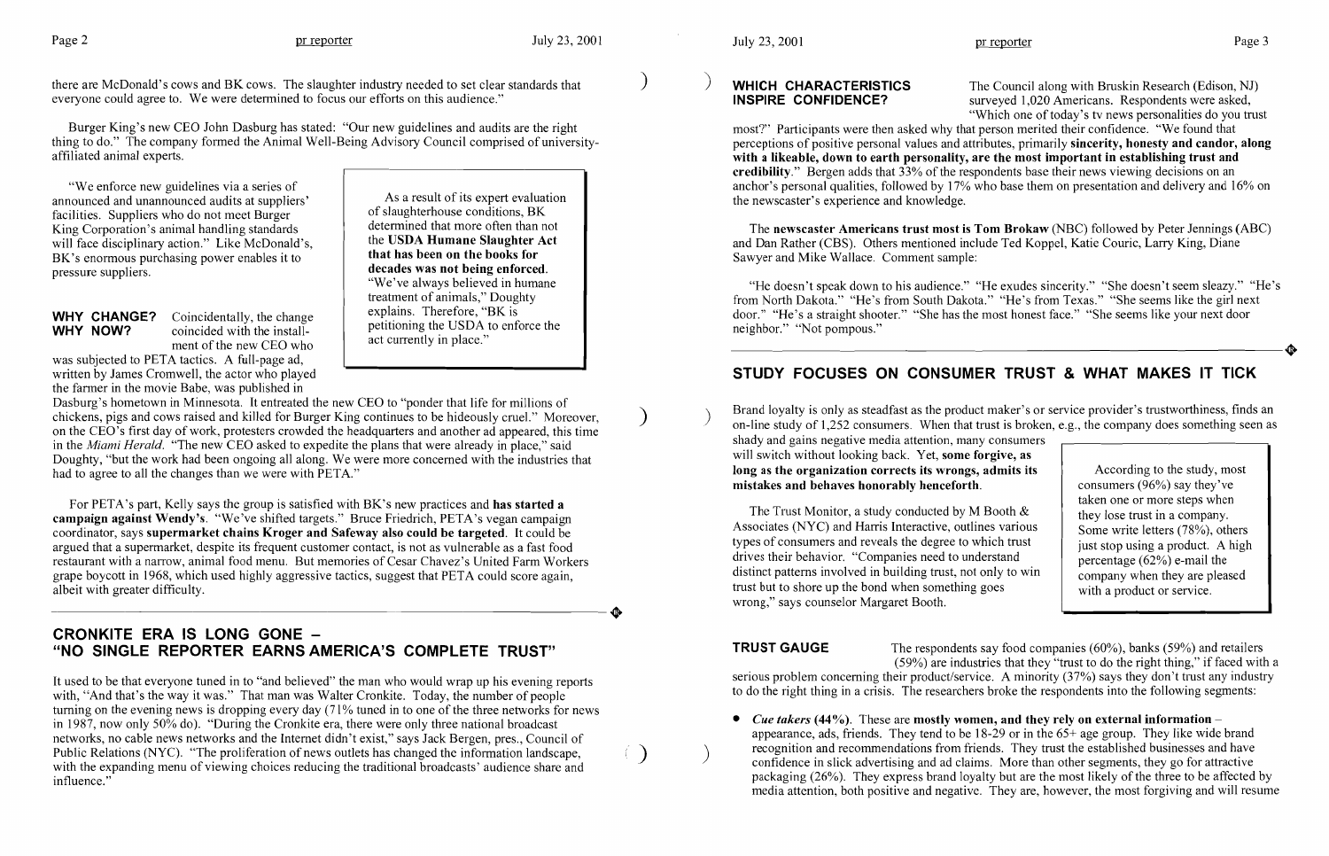there are McDonald's cows and BK cows. The slaughter industry needed to set clear standards that everyone could agree to. We were determined to focus our efforts on this audience."

Burger King's new CEO John Dasburg has stated: "Our new guidelines and audits are the right thing to do." The company formed the Animal Well-Being Advisory Council comprised of university-affiliated animal experts.

"We enforce new guidelines via a series of announced and unannounced audits at suppliers' facilities. Suppliers who do not meet Burger King Corporation's animal handling standards will face disciplinary action." Like McDonald's, BK's enormous purchasing power enables it to pressure suppliers.

> As a result of its expert evaluation of slaughterhouse conditions, BK determined that more often than not the **USDA Humane Slaughter Act that has been on the books for decades was not being enforced**. "We've always believed in humane treatment of animals," Doughty explains. Therefore, "BK is petitioning the USDA to enforce the act currently in place."

**WHY CHANGE? WHY NOW?** Coincidentally, the change coincided with the installment of the new CEO who was subjected to PETA tactics. A full-page ad, written by James Cromwell, the actor who played the farmer in the movie Babe, was published in Dasburg's hometown in Minnesota. It entreated the new CEO to "ponder that life for millions of chickens, pigs and cows raised and killed for Burger King continues to be hideously cruel." Moreover, on the CEO's first day of work, protesters crowded the headquarters and another ad appeared, this time in the *Miami Herald*. "The new CEO asked to expedite the plans that were already in place," said Doughty, "but the work had been ongoing all along. We were more concerned with the industries that had to agree to all the changes than we were with PETA."

For PETA's part, Kelly says the group is satisfied with BK's new practices and **has started a campaign against Wendy's**. "We've shifted targets." Bruce Friedrich, PETA's vegan campaign coordinator, says **supermarket chains Kroger and Safeway also could be targeted**. It could be argued that a supermarket, despite its frequent customer contact, is not as vulnerable as a fast food restaurant with a narrow, animal food menu. But memories of Cesar Chavez's United Farm Workers grape boycott in 1968, which used highly aggressive tactics, suggest that PETA could score again, albeit with greater difficulty.

## CRONKITE ERA IS LONG GONE – "NO SINGLE REPORTER EARNS AMERICA'S COMPLETE TRUST"

It used to be that everyone tuned in to "and believed" the man who would wrap up his evening reports with, "And that's the way it was." That man was Walter Cronkite. Today, the number of people turning on the evening news is dropping every day (71% tuned in to one of the three networks for news in 1987, now only 50% do). "During the Cronkite era, there were only three national broadcast networks, no cable news networks and the Internet didn't exist," says Jack Bergen, pres., Council of Public Relations (NYC). "The proliferation of news outlets has changed the information landscape, with the expanding menu of viewing choices reducing the traditional broadcasts' audience share and influence."

**WHICH CHARACTERISTICS INSPIRE CONFIDENCE?** The Council along with Bruskin Research (Edison, NJ) surveyed 1,020 Americans. Respondents were asked, "Which one of today's tv news personalities do you trust most?" Participants were then asked why that person merited their confidence. "We found that perceptions of positive personal values and attributes, primarily **sincerity, honesty and candor, along with a likeable, down to earth personality, are the most important in establishing trust and credibility**." Bergen adds that 33% of the respondents base their news viewing decisions on an anchor's personal qualities, followed by 17% who base them on presentation and delivery and 16% on the newscaster's experience and knowledge.

The **newscaster Americans trust most is Tom Brokaw** (NBC) followed by Peter Jennings (ABC) and Dan Rather (CBS). Others mentioned include Ted Koppel, Katie Couric, Larry King, Diane Sawyer and Mike Wallace. Comment sample:

"He doesn't speak down to his audience." "He exudes sincerity." "She doesn't seem sleazy." "He's from North Dakota." "He's from South Dakota." "He's from Texas." "She seems like the girl next door." "He's a straight shooter." "She has the most honest face." "She seems like your next door neighbor." "Not pompous."

## STUDY FOCUSES ON CONSUMER TRUST & WHAT MAKES IT TICK

Brand loyalty is only as steadfast as the product maker's or service provider's trustworthiness, finds an on-line study of 1,252 consumers. When that trust is broken, e.g., the company does something seen as shady and gains negative media attention, many consumers will switch without looking back. Yet, **some forgive, as long as the organization corrects its wrongs, admits its mistakes and behaves honorably henceforth**.

> According to the study, most consumers (96%) say they've taken one or more steps when they lose trust in a company. Some write letters (78%), others just stop using a product. A high percentage (62%) e-mail the company when they are pleased with a product or service.

The Trust Monitor, a study conducted by M Booth & Associates (NYC) and Harris Interactive, outlines various types of consumers and reveals the degree to which trust drives their behavior. "Companies need to understand distinct patterns involved in building trust, not only to win trust but to shore up the bond when something goes wrong," says counselor Margaret Booth.

**TRUST GAUGE** The respondents say food companies (60%), banks (59%) and retailers (59%) are industries that they "trust to do the right thing," if faced with a serious problem concerning their product/service. A minority (37%) says they don't trust any industry to do the right thing in a crisis. The researchers broke the respondents into the following segments:

- ***Cue takers* (44%)**. These are **mostly women, and they rely on external information** – appearance, ads, friends. They tend to be 18-29 or in the 65+ age group. They like wide brand recognition and recommendations from friends. They trust the established businesses and have confidence in slick advertising and ad claims. More than other segments, they go for attractive packaging (26%). They express brand loyalty but are the most likely of the three to be affected by media attention, both positive and negative. They are, however, the most forgiving and will resume